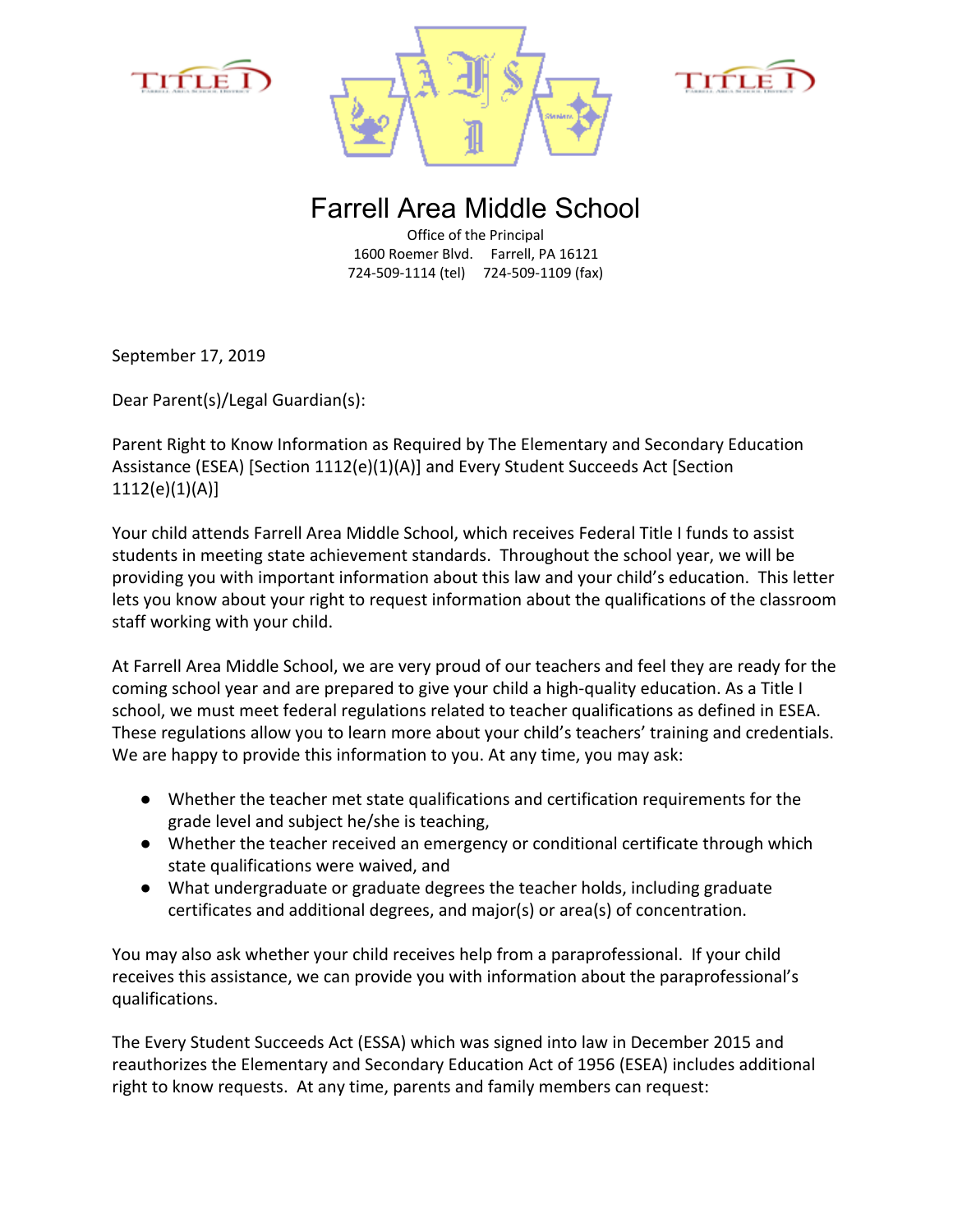# Farrell Area Middle School

Office of the Principal
1600 Roemer Blvd. Farrell, PA 16121
724-509-1114 (tel) 724-509-1109 (fax)

September 17, 2019

Dear Parent(s)/Legal Guardian(s):

Parent Right to Know Information as Required by The Elementary and Secondary Education Assistance (ESEA) [Section 1112(e)(1)(A)] and Every Student Succeeds Act [Section 1112(e)(1)(A)]

Your child attends Farrell Area Middle School, which receives Federal Title I funds to assist students in meeting state achievement standards. Throughout the school year, we will be providing you with important information about this law and your child's education. This letter lets you know about your right to request information about the qualifications of the classroom staff working with your child.

At Farrell Area Middle School, we are very proud of our teachers and feel they are ready for the coming school year and are prepared to give your child a high-quality education. As a Title I school, we must meet federal regulations related to teacher qualifications as defined in ESEA. These regulations allow you to learn more about your child's teachers' training and credentials. We are happy to provide this information to you. At any time, you may ask:

- Whether the teacher met state qualifications and certification requirements for the grade level and subject he/she is teaching,
- Whether the teacher received an emergency or conditional certificate through which state qualifications were waived, and
- What undergraduate or graduate degrees the teacher holds, including graduate certificates and additional degrees, and major(s) or area(s) of concentration.

You may also ask whether your child receives help from a paraprofessional. If your child receives this assistance, we can provide you with information about the paraprofessional's qualifications.

The Every Student Succeeds Act (ESSA) which was signed into law in December 2015 and reauthorizes the Elementary and Secondary Education Act of 1956 (ESEA) includes additional right to know requests. At any time, parents and family members can request: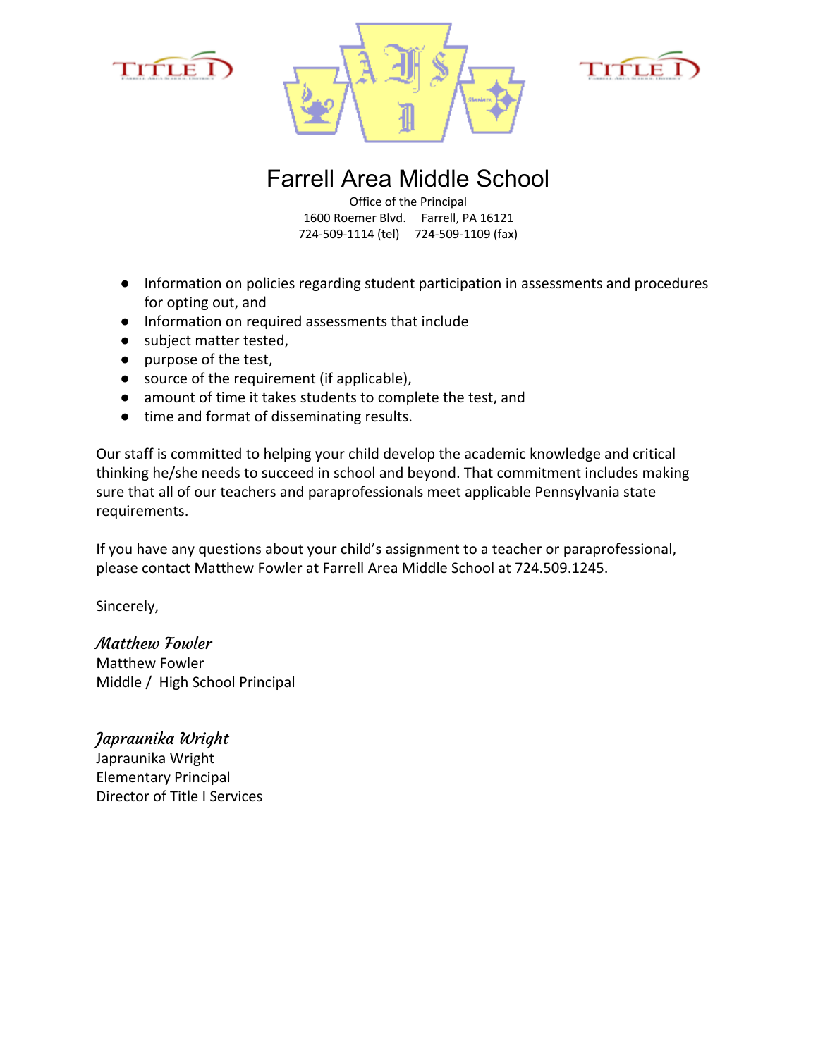# Farrell Area Middle School

Office of the Principal
1600 Roemer Blvd. Farrell, PA 16121
724-509-1114 (tel) 724-509-1109 (fax)

- Information on policies regarding student participation in assessments and procedures for opting out, and
- Information on required assessments that include
- subject matter tested,
- purpose of the test,
- source of the requirement (if applicable),
- amount of time it takes students to complete the test, and
- time and format of disseminating results.

Our staff is committed to helping your child develop the academic knowledge and critical thinking he/she needs to succeed in school and beyond. That commitment includes making sure that all of our teachers and paraprofessionals meet applicable Pennsylvania state requirements.

If you have any questions about your child's assignment to a teacher or paraprofessional, please contact Matthew Fowler at Farrell Area Middle School at 724.509.1245.

Sincerely,

*Matthew Fowler*
Matthew Fowler
Middle / High School Principal

*Japraunika Wright*
Japraunika Wright
Elementary Principal
Director of Title I Services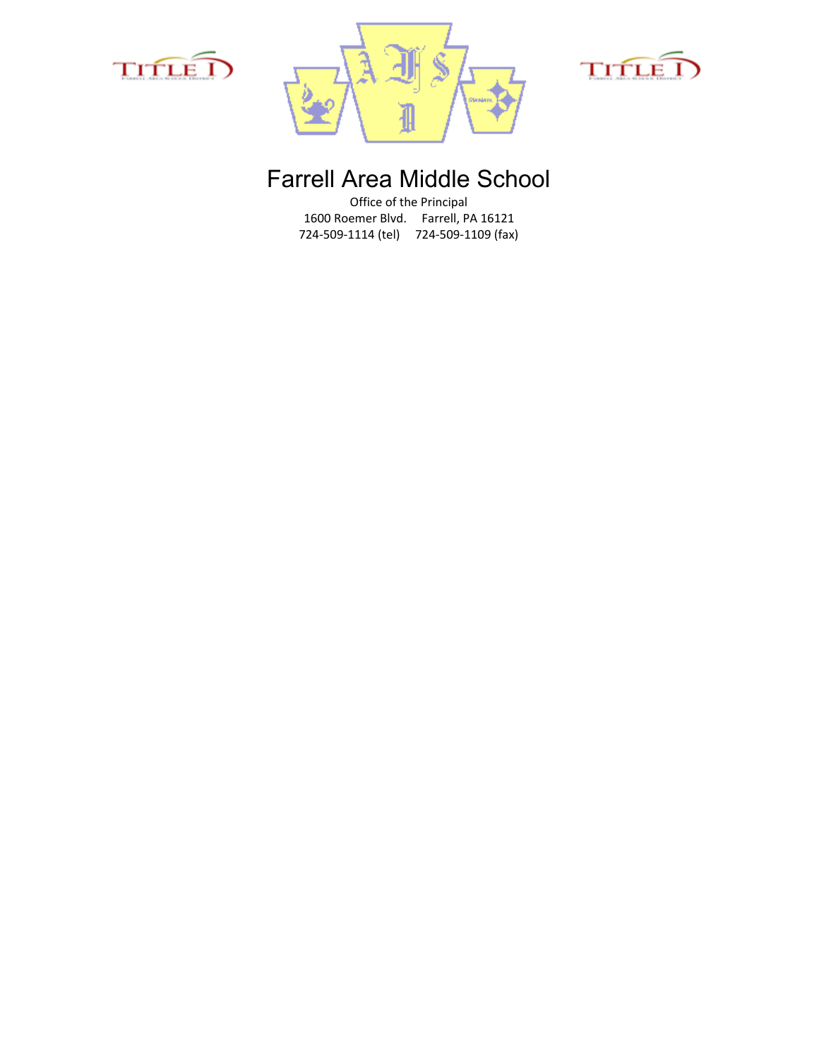# Farrell Area Middle School

Office of the Principal

1600 Roemer Blvd. Farrell, PA 16121

724-509-1114 (tel) 724-509-1109 (fax)